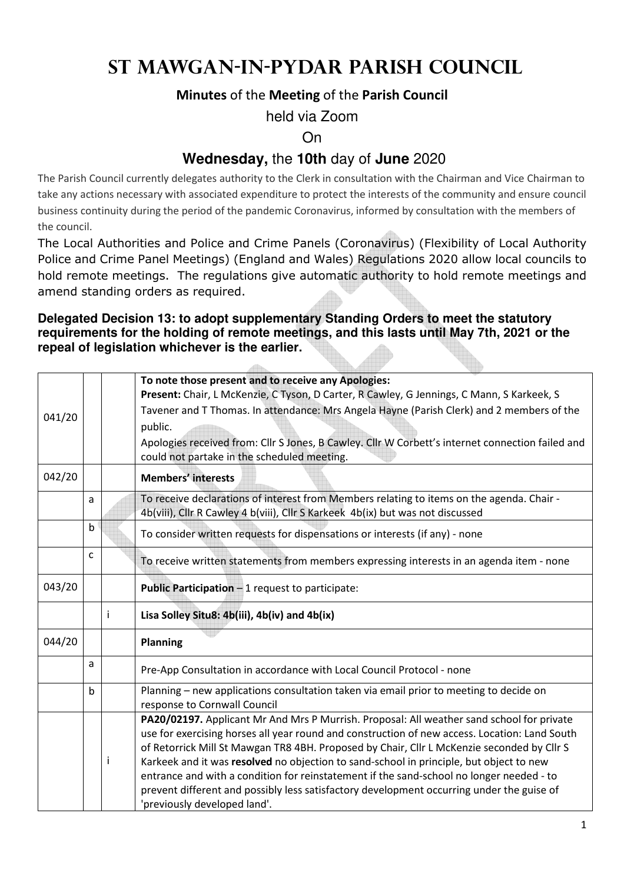# St Mawgan-in-Pydar Parish Council

**Minutes** of the **Meeting** of the **Parish Council**

held via Zoom

On

**Wednesday,** the **10th** day of **June** 2020

The Parish Council currently delegates authority to the Clerk in consultation with the Chairman and Vice Chairman to take any actions necessary with associated expenditure to protect the interests of the community and ensure council business continuity during the period of the pandemic Coronavirus, informed by consultation with the members of the council.

The Local Authorities and Police and Crime Panels (Coronavirus) (Flexibility of Local Authority Police and Crime Panel Meetings) (England and Wales) Regulations 2020 allow local councils to hold remote meetings. The regulations give automatic authority to hold remote meetings and amend standing orders as required.

**Delegated Decision 13: to adopt supplementary Standing Orders to meet the statutory requirements for the holding of remote meetings, and this lasts until May 7th, 2021 or the repeal of legislation whichever is the earlier.**

| | | | |
|---|---|---|---|
| 041/20 | | | **To note those present and to receive any Apologies:** **Present:** Chair, L McKenzie, C Tyson, D Carter, R Cawley, G Jennings, C Mann, S Karkeek, S Tavener and T Thomas. In attendance: Mrs Angela Hayne (Parish Clerk) and 2 members of the public. Apologies received from: Cllr S Jones, B Cawley. Cllr W Corbett's internet connection failed and could not partake in the scheduled meeting. |
| 042/20 | | | **Members' interests** |
| | a | | To receive declarations of interest from Members relating to items on the agenda. Chair - 4b(viii), Cllr R Cawley 4 b(viii), Cllr S Karkeek 4b(ix) but was not discussed |
| | b | | To consider written requests for dispensations or interests (if any) - none |
| | c | | To receive written statements from members expressing interests in an agenda item - none |
| 043/20 | | | **Public Participation** – 1 request to participate: |
| | | i | **Lisa Solley Situ8: 4b(iii), 4b(iv) and 4b(ix)** |
| 044/20 | | | **Planning** |
| | a | | Pre-App Consultation in accordance with Local Council Protocol - none |
| | b | | Planning – new applications consultation taken via email prior to meeting to decide on response to Cornwall Council |
| | | i | **PA20/02197.** Applicant Mr And Mrs P Murrish. Proposal: All weather sand school for private use for exercising horses all year round and construction of new access. Location: Land South of Retorrick Mill St Mawgan TR8 4BH. Proposed by Chair, Cllr L McKenzie seconded by Cllr S Karkeek and it was **resolved** no objection to sand-school in principle, but object to new entrance and with a condition for reinstatement if the sand-school no longer needed - to prevent different and possibly less satisfactory development occurring under the guise of 'previously developed land'. |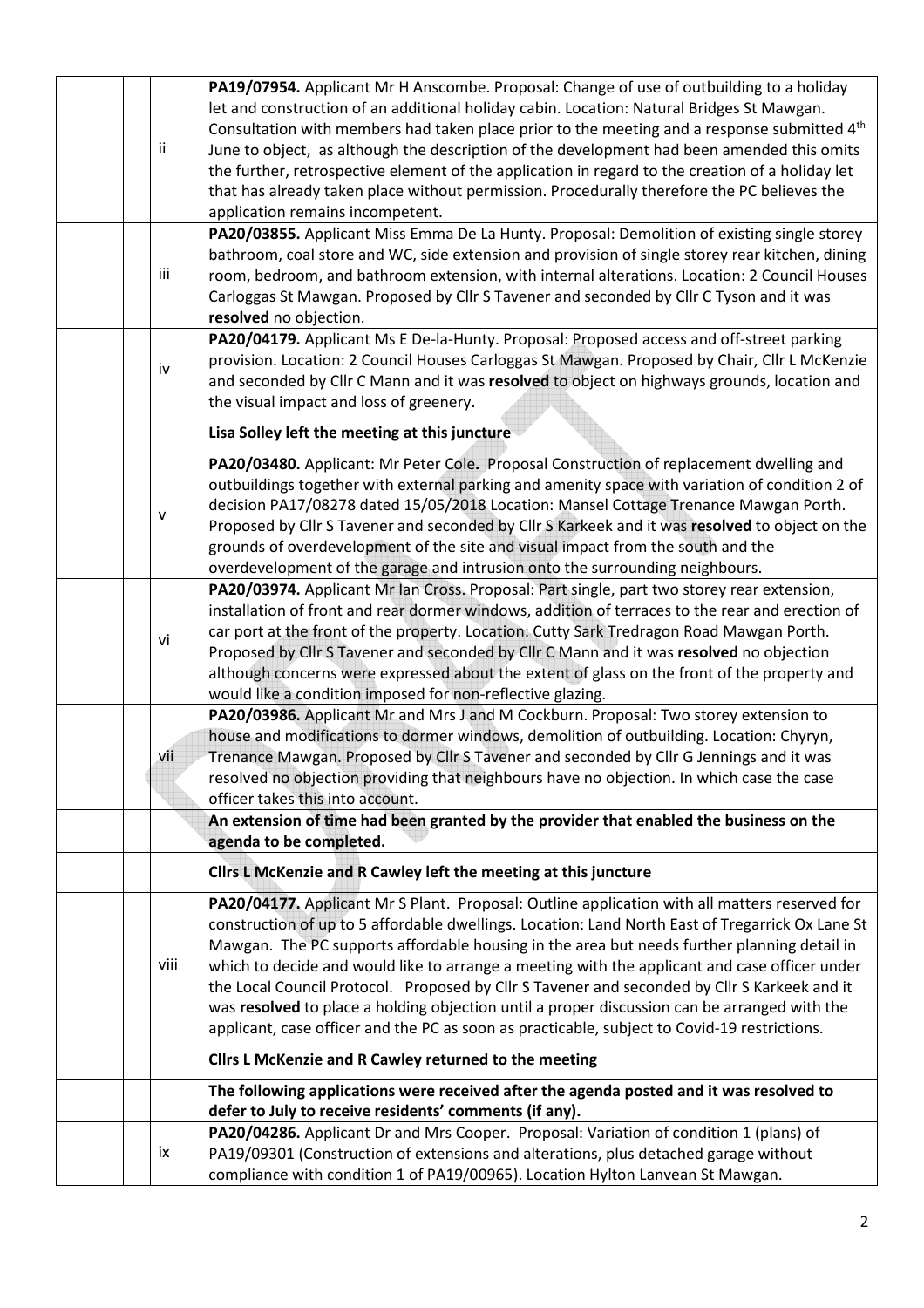| | | |
|---|---|---|
| | ii | **PA19/07954.** Applicant Mr H Anscombe. Proposal: Change of use of outbuilding to a holiday let and construction of an additional holiday cabin. Location: Natural Bridges St Mawgan. Consultation with members had taken place prior to the meeting and a response submitted 4th June to object, as although the description of the development had been amended this omits the further, retrospective element of the application in regard to the creation of a holiday let that has already taken place without permission. Procedurally therefore the PC believes the application remains incompetent. |
| | iii | **PA20/03855.** Applicant Miss Emma De La Hunty. Proposal: Demolition of existing single storey bathroom, coal store and WC, side extension and provision of single storey rear kitchen, dining room, bedroom, and bathroom extension, with internal alterations. Location: 2 Council Houses Carloggas St Mawgan. Proposed by Cllr S Tavener and seconded by Cllr C Tyson and it was **resolved** no objection. |
| | iv | **PA20/04179.** Applicant Ms E De-la-Hunty. Proposal: Proposed access and off-street parking provision. Location: 2 Council Houses Carloggas St Mawgan. Proposed by Chair, Cllr L McKenzie and seconded by Cllr C Mann and it was **resolved** to object on highways grounds, location and the visual impact and loss of greenery. |
| | | **Lisa Solley left the meeting at this juncture** |
| | v | **PA20/03480.** Applicant: Mr Peter Cole**.** Proposal Construction of replacement dwelling and outbuildings together with external parking and amenity space with variation of condition 2 of decision PA17/08278 dated 15/05/2018 Location: Mansel Cottage Trenance Mawgan Porth. Proposed by Cllr S Tavener and seconded by Cllr S Karkeek and it was **resolved** to object on the grounds of overdevelopment of the site and visual impact from the south and the overdevelopment of the garage and intrusion onto the surrounding neighbours. |
| | vi | **PA20/03974.** Applicant Mr Ian Cross. Proposal: Part single, part two storey rear extension, installation of front and rear dormer windows, addition of terraces to the rear and erection of car port at the front of the property. Location: Cutty Sark Tredragon Road Mawgan Porth. Proposed by Cllr S Tavener and seconded by Cllr C Mann and it was **resolved** no objection although concerns were expressed about the extent of glass on the front of the property and would like a condition imposed for non-reflective glazing. |
| | vii | **PA20/03986.** Applicant Mr and Mrs J and M Cockburn. Proposal: Two storey extension to house and modifications to dormer windows, demolition of outbuilding. Location: Chyryn, Trenance Mawgan. Proposed by Cllr S Tavener and seconded by Cllr G Jennings and it was resolved no objection providing that neighbours have no objection. In which case the case officer takes this into account. |
| | | **An extension of time had been granted by the provider that enabled the business on the agenda to be completed.** |
| | | **Cllrs L McKenzie and R Cawley left the meeting at this juncture** |
| | viii | **PA20/04177.** Applicant Mr S Plant. Proposal: Outline application with all matters reserved for construction of up to 5 affordable dwellings. Location: Land North East of Tregarrick Ox Lane St Mawgan. The PC supports affordable housing in the area but needs further planning detail in which to decide and would like to arrange a meeting with the applicant and case officer under the Local Council Protocol. Proposed by Cllr S Tavener and seconded by Cllr S Karkeek and it was **resolved** to place a holding objection until a proper discussion can be arranged with the applicant, case officer and the PC as soon as practicable, subject to Covid-19 restrictions. |
| | | **Cllrs L McKenzie and R Cawley returned to the meeting** |
| | | **The following applications were received after the agenda posted and it was resolved to defer to July to receive residents' comments (if any).** |
| | ix | **PA20/04286.** Applicant Dr and Mrs Cooper. Proposal: Variation of condition 1 (plans) of PA19/09301 (Construction of extensions and alterations, plus detached garage without compliance with condition 1 of PA19/00965). Location Hylton Lanvean St Mawgan. |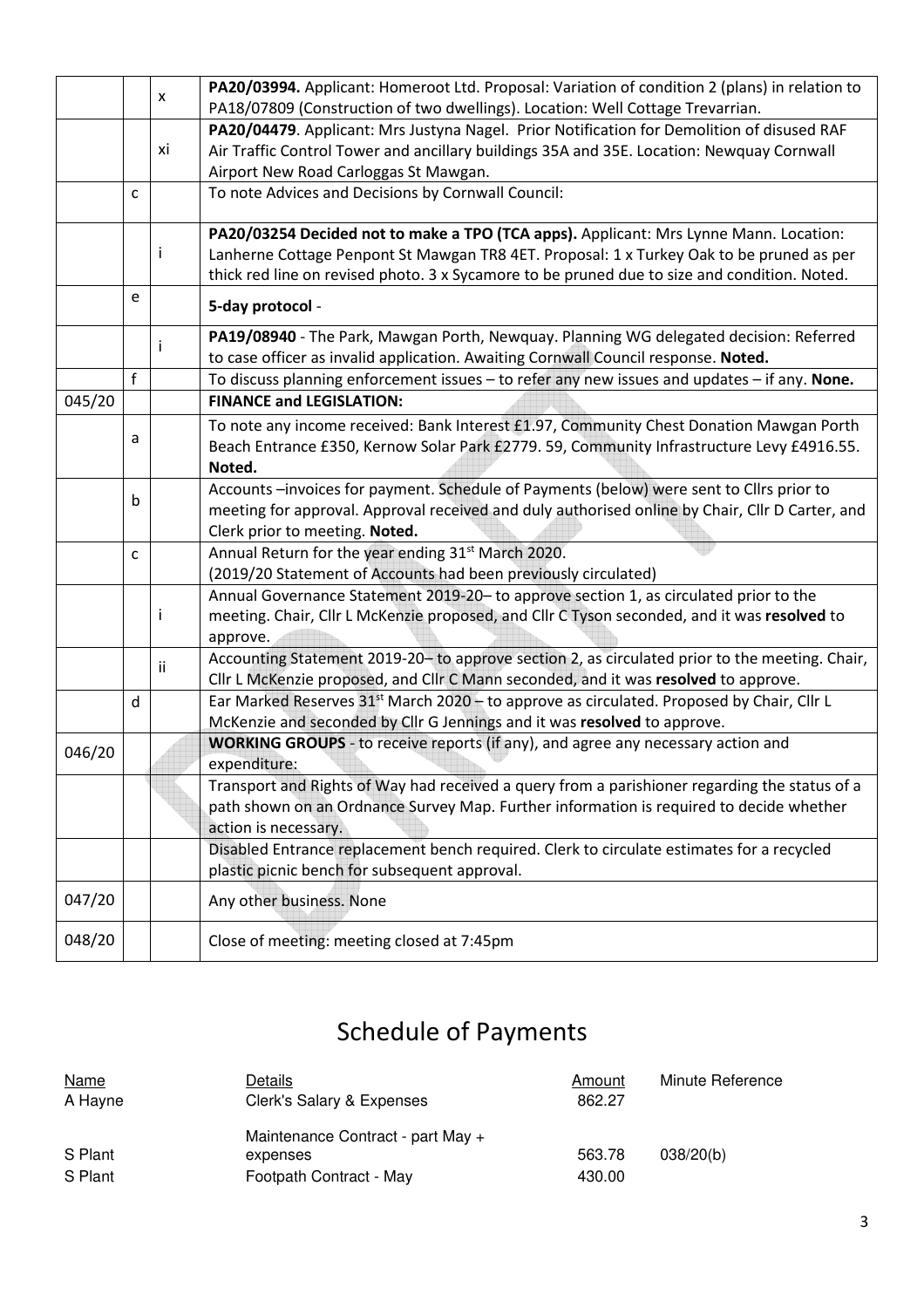| | | | |
|---|---|---|---|
| | | x | **PA20/03994.** Applicant: Homeroot Ltd. Proposal: Variation of condition 2 (plans) in relation to PA18/07809 (Construction of two dwellings). Location: Well Cottage Trevarrian. |
| | | xi | **PA20/04479**. Applicant: Mrs Justyna Nagel. Prior Notification for Demolition of disused RAF Air Traffic Control Tower and ancillary buildings 35A and 35E. Location: Newquay Cornwall Airport New Road Carloggas St Mawgan. |
| | c | | To note Advices and Decisions by Cornwall Council: |
| | | i | **PA20/03254 Decided not to make a TPO (TCA apps).** Applicant: Mrs Lynne Mann. Location: Lanherne Cottage Penpont St Mawgan TR8 4ET. Proposal: 1 x Turkey Oak to be pruned as per thick red line on revised photo. 3 x Sycamore to be pruned due to size and condition. Noted. |
| | e | | **5-day protocol** - |
| | | i | **PA19/08940** - The Park, Mawgan Porth, Newquay. Planning WG delegated decision: Referred to case officer as invalid application. Awaiting Cornwall Council response. **Noted.** |
| | f | | To discuss planning enforcement issues – to refer any new issues and updates – if any. **None.** |
| 045/20 | | | **FINANCE and LEGISLATION:** |
| | a | | To note any income received: Bank Interest £1.97, Community Chest Donation Mawgan Porth Beach Entrance £350, Kernow Solar Park £2779. 59, Community Infrastructure Levy £4916.55. **Noted.** |
| | b | | Accounts –invoices for payment. Schedule of Payments (below) were sent to Cllrs prior to meeting for approval. Approval received and duly authorised online by Chair, Cllr D Carter, and Clerk prior to meeting. **Noted.** |
| | c | | Annual Return for the year ending 31st March 2020. (2019/20 Statement of Accounts had been previously circulated) |
| | | i | Annual Governance Statement 2019-20– to approve section 1, as circulated prior to the meeting. Chair, Cllr L McKenzie proposed, and Cllr C Tyson seconded, and it was **resolved** to approve. |
| | | ii | Accounting Statement 2019-20– to approve section 2, as circulated prior to the meeting. Chair, Cllr L McKenzie proposed, and Cllr C Mann seconded, and it was **resolved** to approve. |
| | d | | Ear Marked Reserves 31st March 2020 – to approve as circulated. Proposed by Chair, Cllr L McKenzie and seconded by Cllr G Jennings and it was **resolved** to approve. |
| 046/20 | | | **WORKING GROUPS** - to receive reports (if any), and agree any necessary action and expenditure: |
| | | | Transport and Rights of Way had received a query from a parishioner regarding the status of a path shown on an Ordnance Survey Map. Further information is required to decide whether action is necessary. |
| | | | Disabled Entrance replacement bench required. Clerk to circulate estimates for a recycled plastic picnic bench for subsequent approval. |
| 047/20 | | | Any other business. None |
| 048/20 | | | Close of meeting: meeting closed at 7:45pm |

# Schedule of Payments

| Name | Details | Amount | Minute Reference |
|---|---|---|---|
| A Hayne | Clerk's Salary & Expenses | 862.27 | |
| S Plant | Maintenance Contract - part May + expenses | 563.78 | 038/20(b) |
| S Plant | Footpath Contract - May | 430.00 | |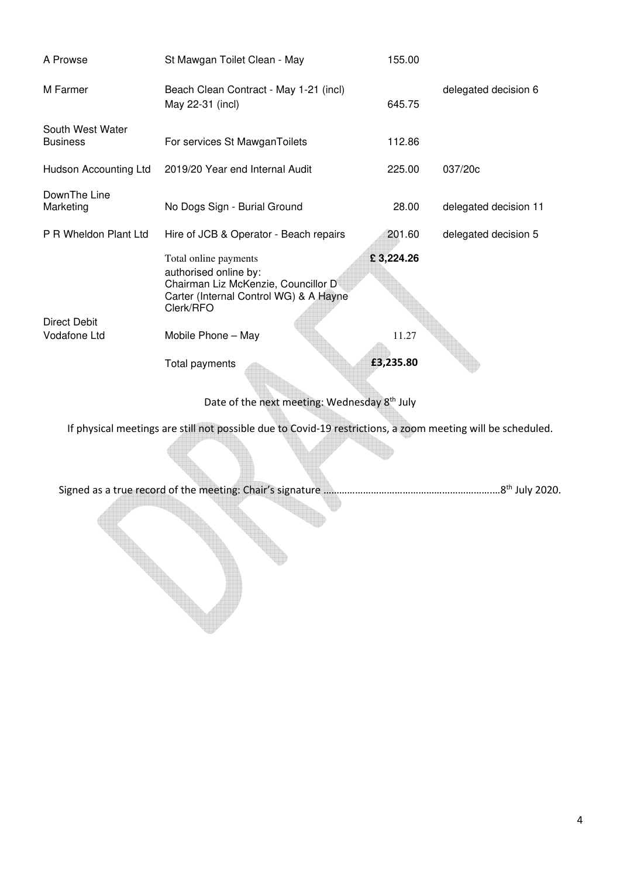| | | | |
|---|---|---|---|
| A Prowse | St Mawgan Toilet Clean - May | 155.00 | |
| M Farmer | Beach Clean Contract - May 1-21 (incl) May 22-31 (incl) | 645.75 | delegated decision 6 |
| South West Water Business | For services St MawganToilets | 112.86 | |
| Hudson Accounting Ltd | 2019/20 Year end Internal Audit | 225.00 | 037/20c |
| DownThe Line Marketing | No Dogs Sign - Burial Ground | 28.00 | delegated decision 11 |
| P R Wheldon Plant Ltd | Hire of JCB & Operator - Beach repairs | 201.60 | delegated decision 5 |
| | Total online payments authorised online by: Chairman Liz McKenzie, Councillor D Carter (Internal Control WG) & A Hayne Clerk/RFO | **£ 3,224.26** | |
| Direct Debit Vodafone Ltd | Mobile Phone – May | 11.27 | |
| | Total payments | **£3,235.80** | |

Date of the next meeting: Wednesday 8th July

If physical meetings are still not possible due to Covid-19 restrictions, a zoom meeting will be scheduled.

Signed as a true record of the meeting: Chair's signature …………………………………………………………..8th July 2020.

DRAFT